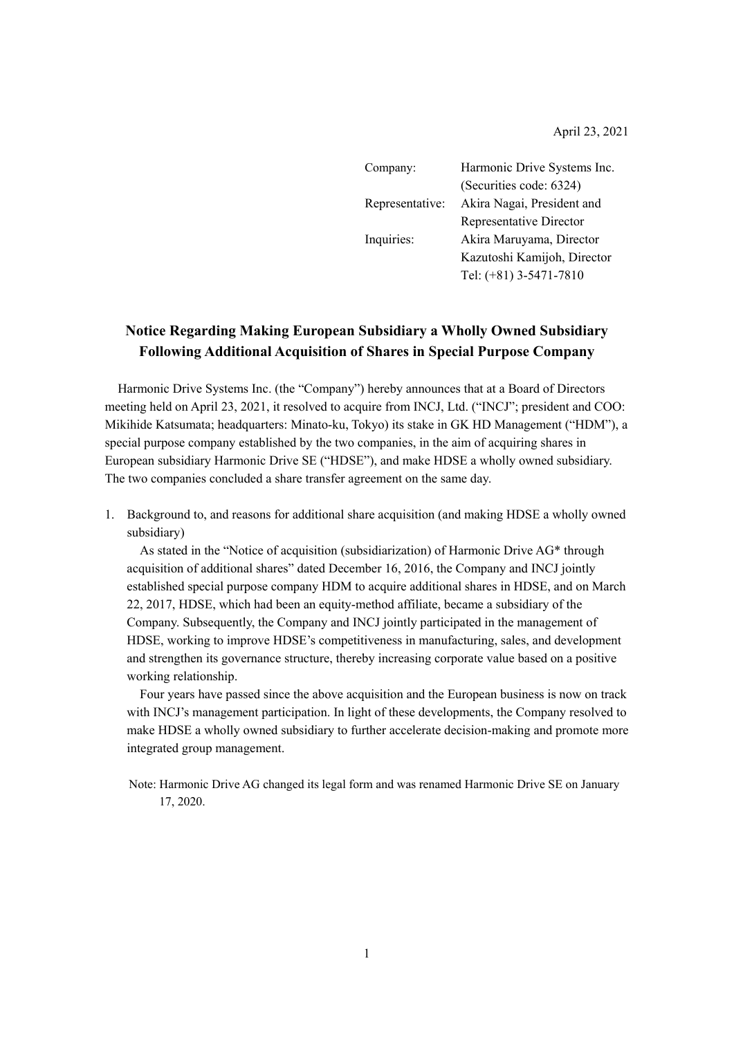April 23, 2021

| | |
|---|---|
| Company: | Harmonic Drive Systems Inc. (Securities code: 6324) |
| Representative: | Akira Nagai, President and Representative Director |
| Inquiries: | Akira Maruyama, Director<br>Kazutoshi Kamijoh, Director<br>Tel: (+81) 3-5471-7810 |

## Notice Regarding Making European Subsidiary a Wholly Owned Subsidiary Following Additional Acquisition of Shares in Special Purpose Company

Harmonic Drive Systems Inc. (the "Company") hereby announces that at a Board of Directors meeting held on April 23, 2021, it resolved to acquire from INCJ, Ltd. ("INCJ"; president and COO: Mikihide Katsumata; headquarters: Minato-ku, Tokyo) its stake in GK HD Management ("HDM"), a special purpose company established by the two companies, in the aim of acquiring shares in European subsidiary Harmonic Drive SE ("HDSE"), and make HDSE a wholly owned subsidiary. The two companies concluded a share transfer agreement on the same day.

1. Background to, and reasons for additional share acquisition (and making HDSE a wholly owned subsidiary)

   As stated in the "Notice of acquisition (subsidiarization) of Harmonic Drive AG* through acquisition of additional shares" dated December 16, 2016, the Company and INCJ jointly established special purpose company HDM to acquire additional shares in HDSE, and on March 22, 2017, HDSE, which had been an equity-method affiliate, became a subsidiary of the Company. Subsequently, the Company and INCJ jointly participated in the management of HDSE, working to improve HDSE's competitiveness in manufacturing, sales, and development and strengthen its governance structure, thereby increasing corporate value based on a positive working relationship.

   Four years have passed since the above acquisition and the European business is now on track with INCJ's management participation. In light of these developments, the Company resolved to make HDSE a wholly owned subsidiary to further accelerate decision-making and promote more integrated group management.

Note: Harmonic Drive AG changed its legal form and was renamed Harmonic Drive SE on January 17, 2020.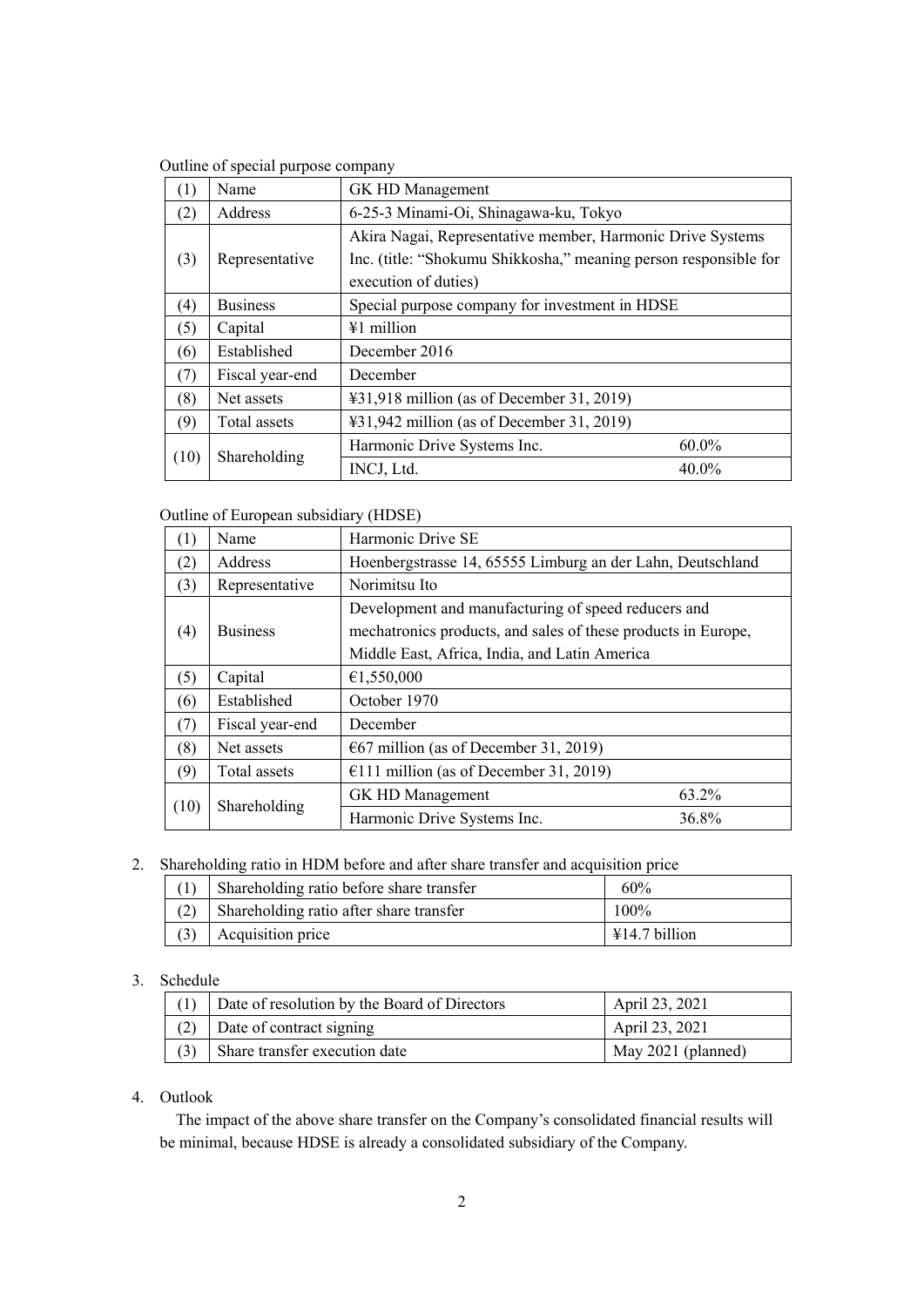Outline of special purpose company

| (1) | Name | GK HD Management | |
|---|---|---|---|
| (2) | Address | 6-25-3 Minami-Oi, Shinagawa-ku, Tokyo | |
| (3) | Representative | Akira Nagai, Representative member, Harmonic Drive Systems Inc. (title: "Shokumu Shikkosha," meaning person responsible for execution of duties) | |
| (4) | Business | Special purpose company for investment in HDSE | |
| (5) | Capital | ¥1 million | |
| (6) | Established | December 2016 | |
| (7) | Fiscal year-end | December | |
| (8) | Net assets | ¥31,918 million (as of December 31, 2019) | |
| (9) | Total assets | ¥31,942 million (as of December 31, 2019) | |
| (10) | Shareholding | Harmonic Drive Systems Inc. | 60.0% |
| | | INCJ, Ltd. | 40.0% |

Outline of European subsidiary (HDSE)

| (1) | Name | Harmonic Drive SE | |
|---|---|---|---|
| (2) | Address | Hoenbergstrasse 14, 65555 Limburg an der Lahn, Deutschland | |
| (3) | Representative | Norimitsu Ito | |
| (4) | Business | Development and manufacturing of speed reducers and mechatronics products, and sales of these products in Europe, Middle East, Africa, India, and Latin America | |
| (5) | Capital | €1,550,000 | |
| (6) | Established | October 1970 | |
| (7) | Fiscal year-end | December | |
| (8) | Net assets | €67 million (as of December 31, 2019) | |
| (9) | Total assets | €111 million (as of December 31, 2019) | |
| (10) | Shareholding | GK HD Management | 63.2% |
| | | Harmonic Drive Systems Inc. | 36.8% |

2. Shareholding ratio in HDM before and after share transfer and acquisition price

| (1) | Shareholding ratio before share transfer | 60% |
|---|---|---|
| (2) | Shareholding ratio after share transfer | 100% |
| (3) | Acquisition price | ¥14.7 billion |

3. Schedule

| (1) | Date of resolution by the Board of Directors | April 23, 2021 |
|---|---|---|
| (2) | Date of contract signing | April 23, 2021 |
| (3) | Share transfer execution date | May 2021 (planned) |

4. Outlook

The impact of the above share transfer on the Company's consolidated financial results will be minimal, because HDSE is already a consolidated subsidiary of the Company.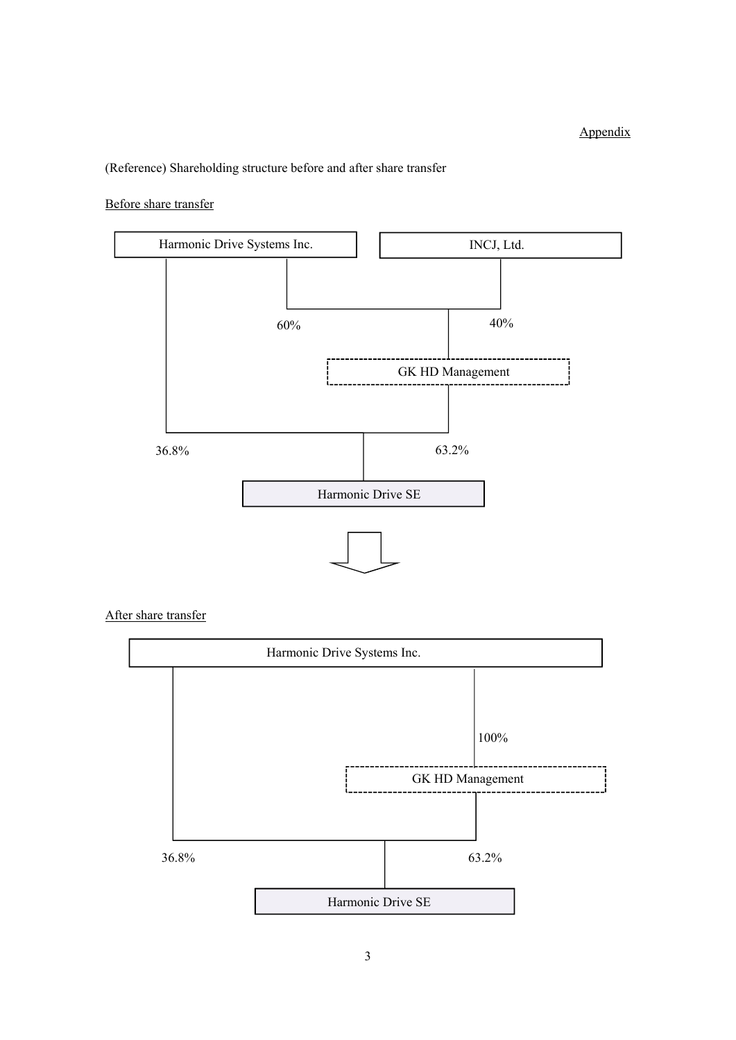Appendix

(Reference) Shareholding structure before and after share transfer

Before share transfer

Harmonic Drive Systems Inc.

INCJ, Ltd.

60%

40%

GK HD Management

36.8%

63.2%

Harmonic Drive SE

After share transfer

Harmonic Drive Systems Inc.

100%

GK HD Management

36.8%

63.2%

Harmonic Drive SE